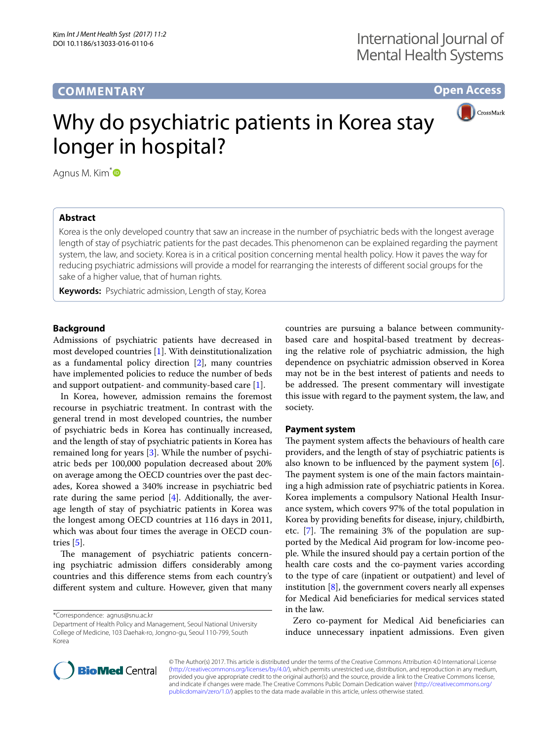COMMENTARY

Open Access

# Why do psychiatric patients in Korea stay longer in hospital?

Agnus M. Kim*

## Abstract

Korea is the only developed country that saw an increase in the number of psychiatric beds with the longest average length of stay of psychiatric patients for the past decades. This phenomenon can be explained regarding the payment system, the law, and society. Korea is in a critical position concerning mental health policy. How it paves the way for reducing psychiatric admissions will provide a model for rearranging the interests of different social groups for the sake of a higher value, that of human rights.

**Keywords:** Psychiatric admission, Length of stay, Korea

## Background

Admissions of psychiatric patients have decreased in most developed countries [1]. With deinstitutionalization as a fundamental policy direction [2], many countries have implemented policies to reduce the number of beds and support outpatient- and community-based care [1].

In Korea, however, admission remains the foremost recourse in psychiatric treatment. In contrast with the general trend in most developed countries, the number of psychiatric beds in Korea has continually increased, and the length of stay of psychiatric patients in Korea has remained long for years [3]. While the number of psychiatric beds per 100,000 population decreased about 20% on average among the OECD countries over the past decades, Korea showed a 340% increase in psychiatric bed rate during the same period [4]. Additionally, the average length of stay of psychiatric patients in Korea was the longest among OECD countries at 116 days in 2011, which was about four times the average in OECD countries [5].

The management of psychiatric patients concerning psychiatric admission differs considerably among countries and this difference stems from each country's different system and culture. However, given that many countries are pursuing a balance between community-based care and hospital-based treatment by decreasing the relative role of psychiatric admission, the high dependence on psychiatric admission observed in Korea may not be in the best interest of patients and needs to be addressed. The present commentary will investigate this issue with regard to the payment system, the law, and society.

## Payment system

The payment system affects the behaviours of health care providers, and the length of stay of psychiatric patients is also known to be influenced by the payment system [6]. The payment system is one of the main factors maintaining a high admission rate of psychiatric patients in Korea. Korea implements a compulsory National Health Insurance system, which covers 97% of the total population in Korea by providing benefits for disease, injury, childbirth, etc. [7]. The remaining 3% of the population are supported by the Medical Aid program for low-income people. While the insured should pay a certain portion of the health care costs and the co-payment varies according to the type of care (inpatient or outpatient) and level of institution [8], the government covers nearly all expenses for Medical Aid beneficiaries for medical services stated in the law.

Zero co-payment for Medical Aid beneficiaries can induce unnecessary inpatient admissions. Even given

*Correspondence: agnus@snu.ac.kr
Department of Health Policy and Management, Seoul National University College of Medicine, 103 Daehak-ro, Jongno-gu, Seoul 110-799, South Korea

© The Author(s) 2017. This article is distributed under the terms of the Creative Commons Attribution 4.0 International License (http://creativecommons.org/licenses/by/4.0/), which permits unrestricted use, distribution, and reproduction in any medium, provided you give appropriate credit to the original author(s) and the source, provide a link to the Creative Commons license, and indicate if changes were made. The Creative Commons Public Domain Dedication waiver (http://creativecommons.org/publicdomain/zero/1.0/) applies to the data made available in this article, unless otherwise stated.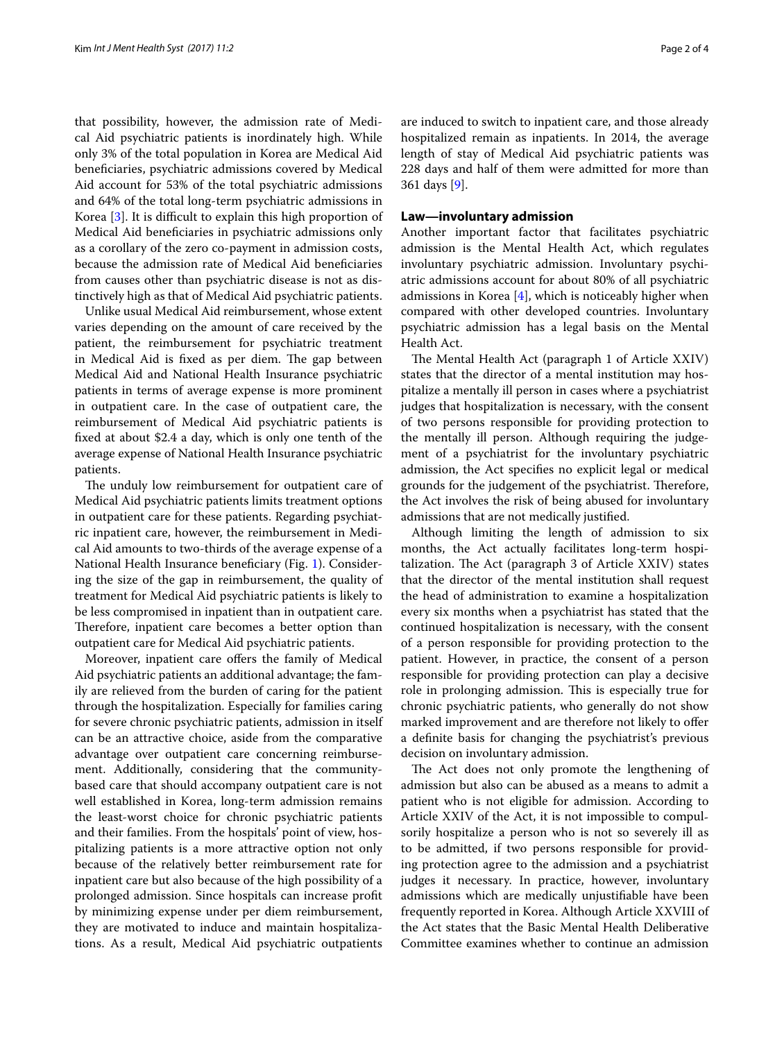that possibility, however, the admission rate of Medical Aid psychiatric patients is inordinately high. While only 3% of the total population in Korea are Medical Aid beneficiaries, psychiatric admissions covered by Medical Aid account for 53% of the total psychiatric admissions and 64% of the total long-term psychiatric admissions in Korea [3]. It is difficult to explain this high proportion of Medical Aid beneficiaries in psychiatric admissions only as a corollary of the zero co-payment in admission costs, because the admission rate of Medical Aid beneficiaries from causes other than psychiatric disease is not as distinctively high as that of Medical Aid psychiatric patients.

Unlike usual Medical Aid reimbursement, whose extent varies depending on the amount of care received by the patient, the reimbursement for psychiatric treatment in Medical Aid is fixed as per diem. The gap between Medical Aid and National Health Insurance psychiatric patients in terms of average expense is more prominent in outpatient care. In the case of outpatient care, the reimbursement of Medical Aid psychiatric patients is fixed at about $2.4 a day, which is only one tenth of the average expense of National Health Insurance psychiatric patients.

The unduly low reimbursement for outpatient care of Medical Aid psychiatric patients limits treatment options in outpatient care for these patients. Regarding psychiatric inpatient care, however, the reimbursement in Medical Aid amounts to two-thirds of the average expense of a National Health Insurance beneficiary (Fig. 1). Considering the size of the gap in reimbursement, the quality of treatment for Medical Aid psychiatric patients is likely to be less compromised in inpatient than in outpatient care. Therefore, inpatient care becomes a better option than outpatient care for Medical Aid psychiatric patients.

Moreover, inpatient care offers the family of Medical Aid psychiatric patients an additional advantage; the family are relieved from the burden of caring for the patient through the hospitalization. Especially for families caring for severe chronic psychiatric patients, admission in itself can be an attractive choice, aside from the comparative advantage over outpatient care concerning reimbursement. Additionally, considering that the community-based care that should accompany outpatient care is not well established in Korea, long-term admission remains the least-worst choice for chronic psychiatric patients and their families. From the hospitals' point of view, hospitalizing patients is a more attractive option not only because of the relatively better reimbursement rate for inpatient care but also because of the high possibility of a prolonged admission. Since hospitals can increase profit by minimizing expense under per diem reimbursement, they are motivated to induce and maintain hospitalizations. As a result, Medical Aid psychiatric outpatients are induced to switch to inpatient care, and those already hospitalized remain as inpatients. In 2014, the average length of stay of Medical Aid psychiatric patients was 228 days and half of them were admitted for more than 361 days [9].

## Law—involuntary admission

Another important factor that facilitates psychiatric admission is the Mental Health Act, which regulates involuntary psychiatric admission. Involuntary psychiatric admissions account for about 80% of all psychiatric admissions in Korea [4], which is noticeably higher when compared with other developed countries. Involuntary psychiatric admission has a legal basis on the Mental Health Act.

The Mental Health Act (paragraph 1 of Article XXIV) states that the director of a mental institution may hospitalize a mentally ill person in cases where a psychiatrist judges that hospitalization is necessary, with the consent of two persons responsible for providing protection to the mentally ill person. Although requiring the judgement of a psychiatrist for the involuntary psychiatric admission, the Act specifies no explicit legal or medical grounds for the judgement of the psychiatrist. Therefore, the Act involves the risk of being abused for involuntary admissions that are not medically justified.

Although limiting the length of admission to six months, the Act actually facilitates long-term hospitalization. The Act (paragraph 3 of Article XXIV) states that the director of the mental institution shall request the head of administration to examine a hospitalization every six months when a psychiatrist has stated that the continued hospitalization is necessary, with the consent of a person responsible for providing protection to the patient. However, in practice, the consent of a person responsible for providing protection can play a decisive role in prolonging admission. This is especially true for chronic psychiatric patients, who generally do not show marked improvement and are therefore not likely to offer a definite basis for changing the psychiatrist's previous decision on involuntary admission.

The Act does not only promote the lengthening of admission but also can be abused as a means to admit a patient who is not eligible for admission. According to Article XXIV of the Act, it is not impossible to compulsorily hospitalize a person who is not so severely ill as to be admitted, if two persons responsible for providing protection agree to the admission and a psychiatrist judges it necessary. In practice, however, involuntary admissions which are medically unjustifiable have been frequently reported in Korea. Although Article XXVIII of the Act states that the Basic Mental Health Deliberative Committee examines whether to continue an admission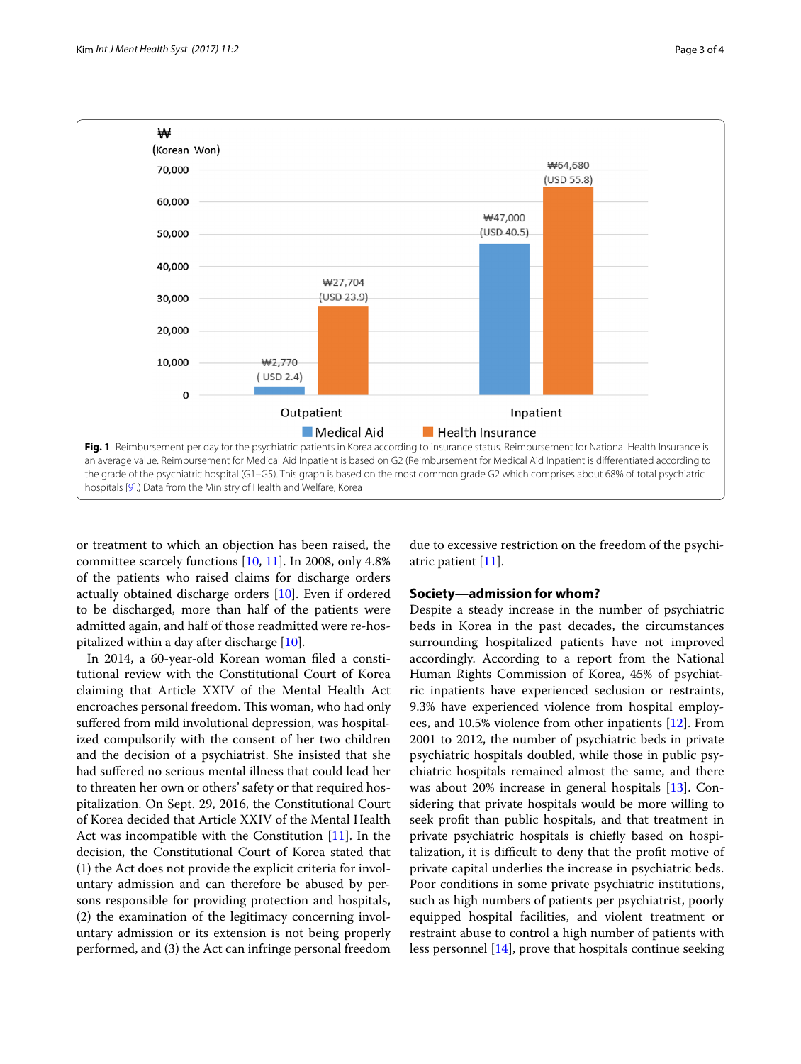| | Medical Aid | Health Insurance |
| --- | --- | --- |
| Outpatient | ₩2,770 (USD 2.4) | ₩27,704 (USD 23.9) |
| Inpatient | ₩47,000 (USD 40.5) | ₩64,680 (USD 55.8) |

**Fig. 1** Reimbursement per day for the psychiatric patients in Korea according to insurance status. Reimbursement for National Health Insurance is an average value. Reimbursement for Medical Aid Inpatient is based on G2 (Reimbursement for Medical Aid Inpatient is differentiated according to the grade of the psychiatric hospital (G1–G5). This graph is based on the most common grade G2 which comprises about 68% of total psychiatric hospitals [9].) Data from the Ministry of Health and Welfare, Korea

or treatment to which an objection has been raised, the committee scarcely functions [10, 11]. In 2008, only 4.8% of the patients who raised claims for discharge orders actually obtained discharge orders [10]. Even if ordered to be discharged, more than half of the patients were admitted again, and half of those readmitted were re-hospitalized within a day after discharge [10].

In 2014, a 60-year-old Korean woman filed a constitutional review with the Constitutional Court of Korea claiming that Article XXIV of the Mental Health Act encroaches personal freedom. This woman, who had only suffered from mild involutional depression, was hospitalized compulsorily with the consent of her two children and the decision of a psychiatrist. She insisted that she had suffered no serious mental illness that could lead her to threaten her own or others' safety or that required hospitalization. On Sept. 29, 2016, the Constitutional Court of Korea decided that Article XXIV of the Mental Health Act was incompatible with the Constitution [11]. In the decision, the Constitutional Court of Korea stated that (1) the Act does not provide the explicit criteria for involuntary admission and can therefore be abused by persons responsible for providing protection and hospitals, (2) the examination of the legitimacy concerning involuntary admission or its extension is not being properly performed, and (3) the Act can infringe personal freedom due to excessive restriction on the freedom of the psychiatric patient [11].

## Society—admission for whom?

Despite a steady increase in the number of psychiatric beds in Korea in the past decades, the circumstances surrounding hospitalized patients have not improved accordingly. According to a report from the National Human Rights Commission of Korea, 45% of psychiatric inpatients have experienced seclusion or restraints, 9.3% have experienced violence from hospital employees, and 10.5% violence from other inpatients [12]. From 2001 to 2012, the number of psychiatric beds in private psychiatric hospitals doubled, while those in public psychiatric hospitals remained almost the same, and there was about 20% increase in general hospitals [13]. Considering that private hospitals would be more willing to seek profit than public hospitals, and that treatment in private psychiatric hospitals is chiefly based on hospitalization, it is difficult to deny that the profit motive of private capital underlies the increase in psychiatric beds. Poor conditions in some private psychiatric institutions, such as high numbers of patients per psychiatrist, poorly equipped hospital facilities, and violent treatment or restraint abuse to control a high number of patients with less personnel [14], prove that hospitals continue seeking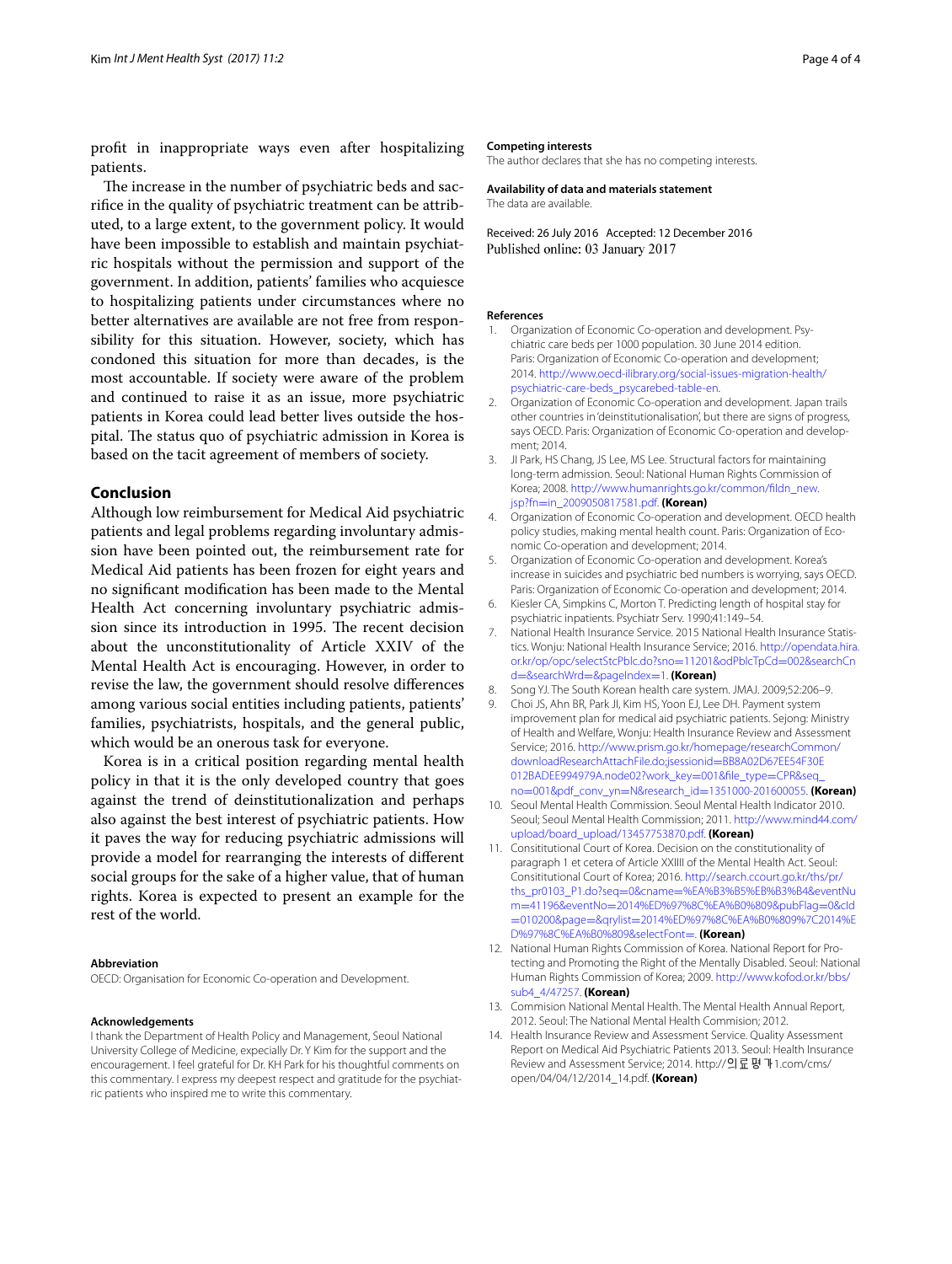profit in inappropriate ways even after hospitalizing patients.

The increase in the number of psychiatric beds and sacrifice in the quality of psychiatric treatment can be attributed, to a large extent, to the government policy. It would have been impossible to establish and maintain psychiatric hospitals without the permission and support of the government. In addition, patients' families who acquiesce to hospitalizing patients under circumstances where no better alternatives are available are not free from responsibility for this situation. However, society, which has condoned this situation for more than decades, is the most accountable. If society were aware of the problem and continued to raise it as an issue, more psychiatric patients in Korea could lead better lives outside the hospital. The status quo of psychiatric admission in Korea is based on the tacit agreement of members of society.

## Conclusion

Although low reimbursement for Medical Aid psychiatric patients and legal problems regarding involuntary admission have been pointed out, the reimbursement rate for Medical Aid patients has been frozen for eight years and no significant modification has been made to the Mental Health Act concerning involuntary psychiatric admission since its introduction in 1995. The recent decision about the unconstitutionality of Article XXIV of the Mental Health Act is encouraging. However, in order to revise the law, the government should resolve differences among various social entities including patients, patients' families, psychiatrists, hospitals, and the general public, which would be an onerous task for everyone.

Korea is in a critical position regarding mental health policy in that it is the only developed country that goes against the trend of deinstitutionalization and perhaps also against the best interest of psychiatric patients. How it paves the way for reducing psychiatric admissions will provide a model for rearranging the interests of different social groups for the sake of a higher value, that of human rights. Korea is expected to present an example for the rest of the world.

### Abbreviation

OECD: Organisation for Economic Co-operation and Development.

### Acknowledgements

I thank the Department of Health Policy and Management, Seoul National University College of Medicine, expecially Dr. Y Kim for the support and the encouragement. I feel grateful for Dr. KH Park for his thoughtful comments on this commentary. I express my deepest respect and gratitude for the psychiatric patients who inspired me to write this commentary.

### Competing interests

The author declares that she has no competing interests.

### Availability of data and materials statement

The data are available.

Received: 26 July 2016 Accepted: 12 December 2016
Published online: 03 January 2017

### References

1. Organization of Economic Co-operation and development. Psychiatric care beds per 1000 population. 30 June 2014 edition. Paris: Organization of Economic Co-operation and development; 2014. http://www.oecd-ilibrary.org/social-issues-migration-health/psychiatric-care-beds_psycarebed-table-en.
2. Organization of Economic Co-operation and development. Japan trails other countries in 'deinstitutionalisation', but there are signs of progress, says OECD. Paris: Organization of Economic Co-operation and development; 2014.
3. JI Park, HS Chang, JS Lee, MS Lee. Structural factors for maintaining long-term admission. Seoul: National Human Rights Commission of Korea; 2008. http://www.humanrights.go.kr/common/fildn_new.jsp?fn=in_2009050817581.pdf. **(Korean)**
4. Organization of Economic Co-operation and development. OECD health policy studies, making mental health count. Paris: Organization of Economic Co-operation and development; 2014.
5. Organization of Economic Co-operation and development. Korea's increase in suicides and psychiatric bed numbers is worrying, says OECD. Paris: Organization of Economic Co-operation and development; 2014.
6. Kiesler CA, Simpkins C, Morton T. Predicting length of hospital stay for psychiatric inpatients. Psychiatr Serv. 1990;41:149–54.
7. National Health Insurance Service. 2015 National Health Insurance Statistics. Wonju: National Health Insurance Service; 2016. http://opendata.hira.or.kr/op/opc/selectStcPblc.do?sno=11201&odPblcTpCd=002&searchCnd=&searchWrd=&pageIndex=1. **(Korean)**
8. Song YJ. The South Korean health care system. JMAJ. 2009;52:206–9.
9. Choi JS, Ahn BR, Park JI, Kim HS, Yoon EJ, Lee DH. Payment system improvement plan for medical aid psychiatric patients. Sejong: Ministry of Health and Welfare, Wonju: Health Insurance Review and Assessment Service; 2016. http://www.prism.go.kr/homepage/researchCommon/downloadResearchAttachFile.do;jsessionid=BB8A02D67EE54F30E012BADEE994979A.node02?work_key=001&file_type=CPR&seq_no=001&pdf_conv_yn=N&research_id=1351000-201600055. **(Korean)**
10. Seoul Mental Health Commission. Seoul Mental Health Indicator 2010. Seoul; Seoul Mental Health Commission; 2011. http://www.mind44.com/upload/board_upload/13457753870.pdf. **(Korean)**
11. Consititutional Court of Korea. Decision on the constitutionality of paragraph 1 et cetera of Article XXIIII of the Mental Health Act. Seoul: Consititutional Court of Korea; 2016. http://search.ccourt.go.kr/ths/pr/ths_pr0103_P1.do?seq=0&cname=%EA%B3%B5%EB%B3%B4&eventNum=41196&eventNo=2014%ED%97%8C%EA%B0%809&pubFlag=0&cId=010200&page=&qrylist=2014%ED%97%8C%EA%B0%809%7C2014%ED%97%8C%EA%B0%809&selectFont=. **(Korean)**
12. National Human Rights Commission of Korea. National Report for Protecting and Promoting the Right of the Mentally Disabled. Seoul: National Human Rights Commission of Korea; 2009. http://www.kofod.or.kr/bbs/sub4_4/47257. **(Korean)**
13. Commision National Mental Health. The Mental Health Annual Report, 2012. Seoul: The National Mental Health Commision; 2012.
14. Health Insurance Review and Assessment Service. Quality Assessment Report on Medical Aid Psychiatric Patients 2013. Seoul: Health Insurance Review and Assessment Service; 2014. http://의료평가1.com/cms/open/04/04/12/2014_14.pdf. **(Korean)**